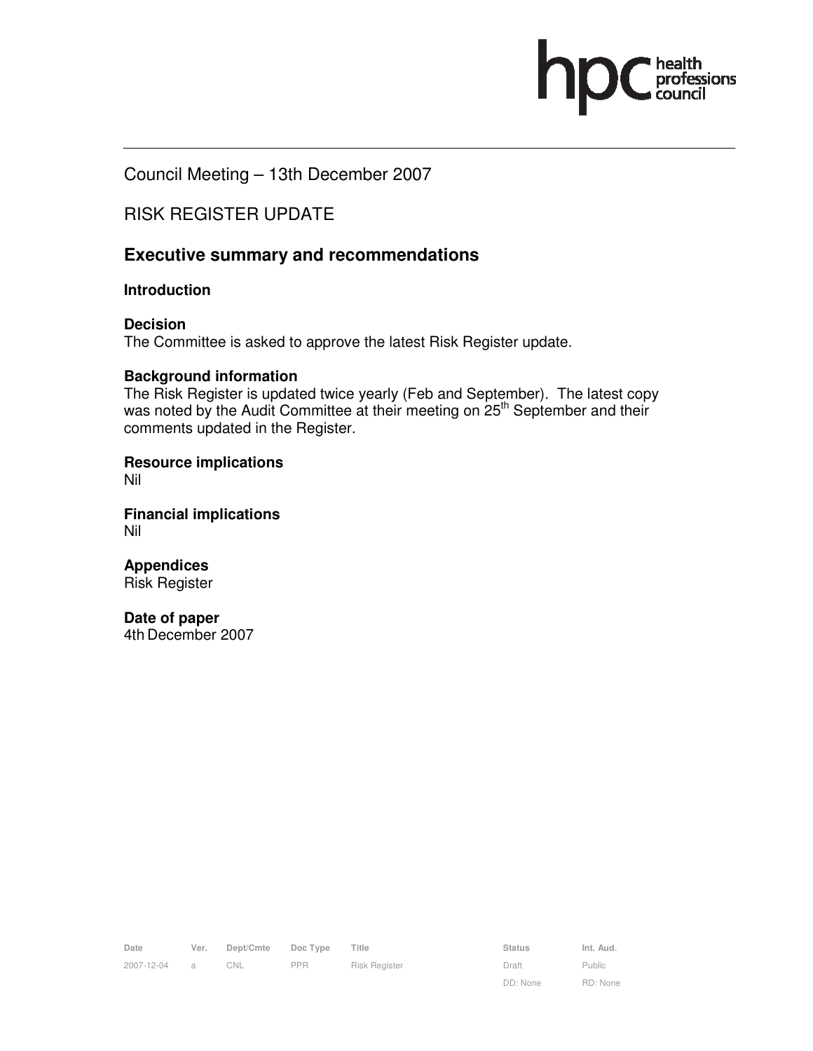Council Meeting – 13th December 2007

RISK REGISTER UPDATE

## Executive summary and recommendations

### Introduction

**Decision**
The Committee is asked to approve the latest Risk Register update.

**Background information**
The Risk Register is updated twice yearly (Feb and September). The latest copy was noted by the Audit Committee at their meeting on 25th September and their comments updated in the Register.

**Resource implications**
Nil

**Financial implications**
Nil

**Appendices**
Risk Register

**Date of paper**
4th December 2007

| Date | Ver. | Dept/Cmte | Doc Type | Title | Status | Int. Aud. |
|---|---|---|---|---|---|---|
| 2007-12-04 | a | CNL | PPR | Risk Register | Draft | Public |
| | | | | | DD: None | RD: None |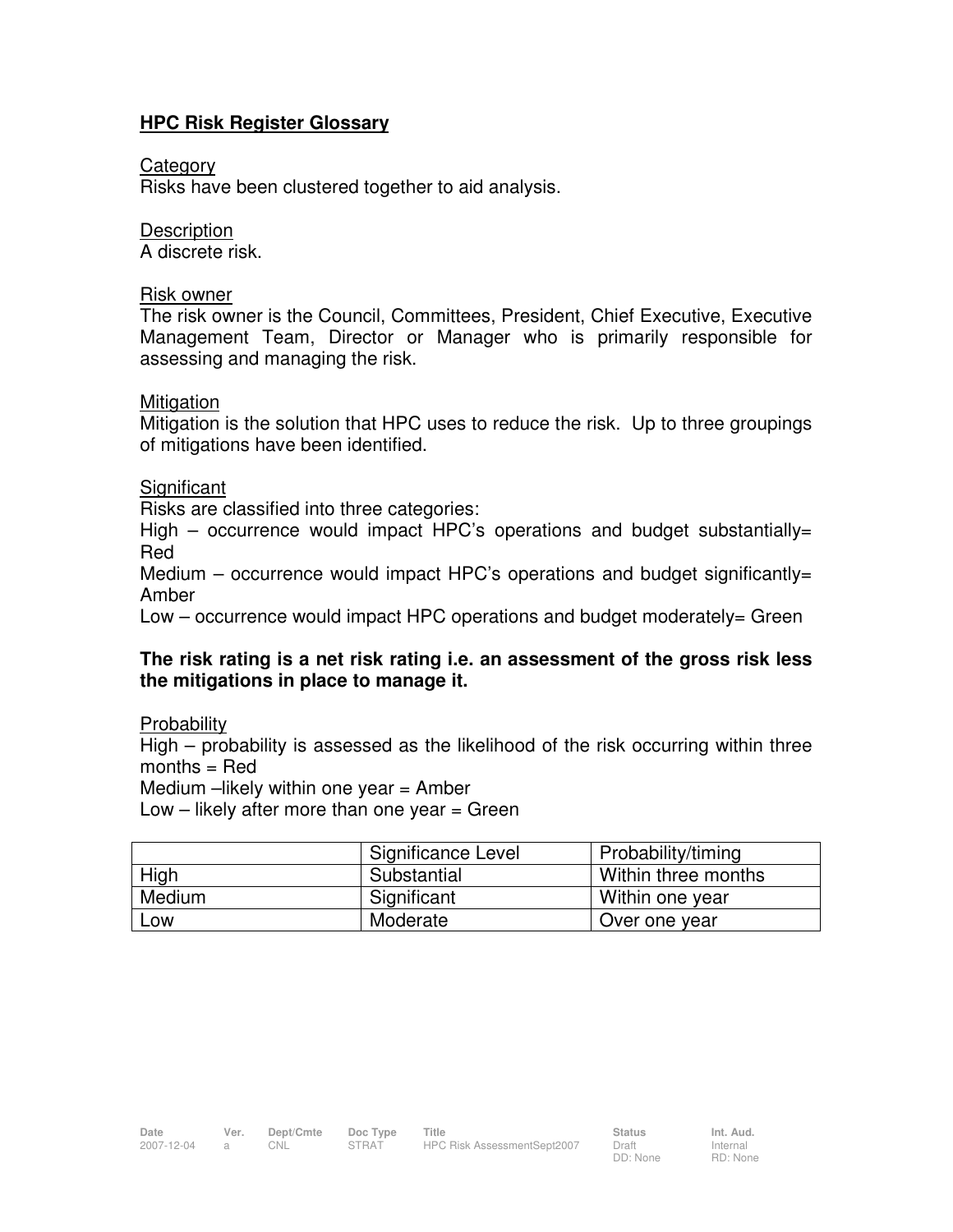## HPC Risk Register Glossary

Category

Risks have been clustered together to aid analysis.

Description

A discrete risk.

Risk owner

The risk owner is the Council, Committees, President, Chief Executive, Executive Management Team, Director or Manager who is primarily responsible for assessing and managing the risk.

Mitigation

Mitigation is the solution that HPC uses to reduce the risk. Up to three groupings of mitigations have been identified.

Significant

Risks are classified into three categories:

High – occurrence would impact HPC's operations and budget substantially= Red

Medium – occurrence would impact HPC's operations and budget significantly= Amber

Low – occurrence would impact HPC operations and budget moderately= Green

**The risk rating is a net risk rating i.e. an assessment of the gross risk less the mitigations in place to manage it.**

Probability

High – probability is assessed as the likelihood of the risk occurring within three months = Red

Medium –likely within one year = Amber

Low – likely after more than one year = Green

| | Significance Level | Probability/timing |
|---|---|---|
| High | Substantial | Within three months |
| Medium | Significant | Within one year |
| Low | Moderate | Over one year |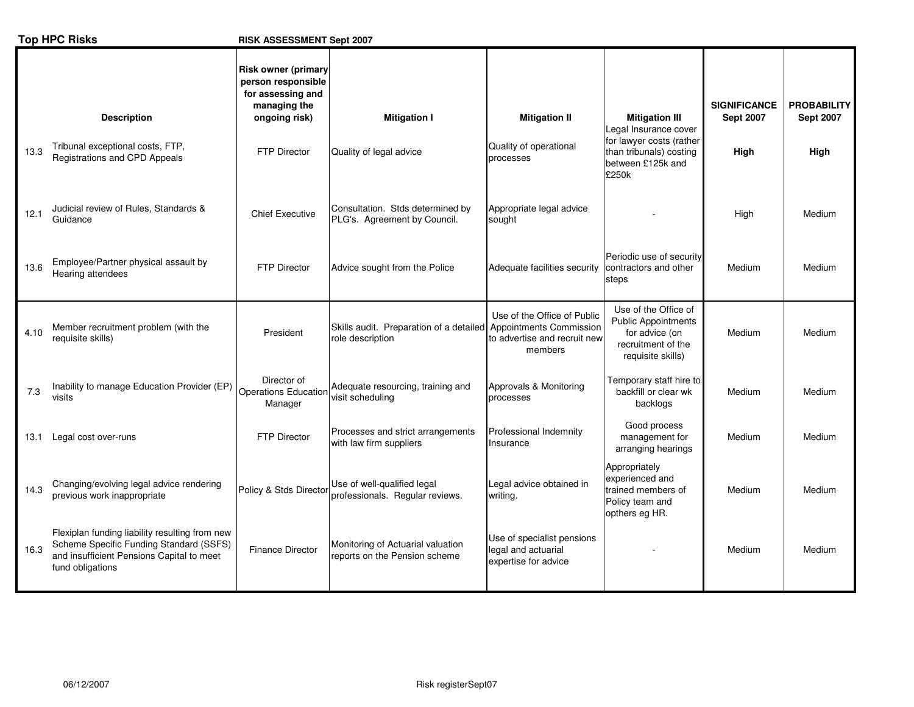**Top HPC Risks** RISK ASSESSMENT Sept 2007

| | Description | Risk owner (primary person responsible for assessing and managing the ongoing risk) | Mitigation I | Mitigation II | Mitigation III | SIGNIFICANCE Sept 2007 | PROBABILITY Sept 2007 |
|---|---|---|---|---|---|---|---|
| 13.3 | Tribunal exceptional costs, FTP, Registrations and CPD Appeals | FTP Director | Quality of legal advice | Quality of operational processes | Legal Insurance cover for lawyer costs (rather than tribunals) costing between £125k and £250k | **High** | **High** |
| 12.1 | Judicial review of Rules, Standards & Guidance | Chief Executive | Consultation. Stds determined by PLG's. Agreement by Council. | Appropriate legal advice sought | - | High | Medium |
| 13.6 | Employee/Partner physical assault by Hearing attendees | FTP Director | Advice sought from the Police | Adequate facilities security | Periodic use of security contractors and other steps | Medium | Medium |
| 4.10 | Member recruitment problem (with the requisite skills) | President | Skills audit. Preparation of a detailed role description | Use of the Office of Public Appointments Commission to advertise and recruit new members | Use of the Office of Public Appointments for advice (on recruitment of the requisite skills) | Medium | Medium |
| 7.3 | Inability to manage Education Provider (EP) visits | Director of Operations Education Manager | Adequate resourcing, training and visit scheduling | Approvals & Monitoring processes | Temporary staff hire to backfill or clear wk backlogs | Medium | Medium |
| 13.1 | Legal cost over-runs | FTP Director | Processes and strict arrangements with law firm suppliers | Professional Indemnity Insurance | Good process management for arranging hearings | Medium | Medium |
| 14.3 | Changing/evolving legal advice rendering previous work inappropriate | Policy & Stds Director | Use of well-qualified legal professionals. Regular reviews. | Legal advice obtained in writing. | Appropriately experienced and trained members of Policy team and opthers eg HR. | Medium | Medium |
| 16.3 | Flexiplan funding liability resulting from new Scheme Specific Funding Standard (SSFS) and insufficient Pensions Capital to meet fund obligations | Finance Director | Monitoring of Actuarial valuation reports on the Pension scheme | Use of specialist pensions legal and actuarial expertise for advice | - | Medium | Medium |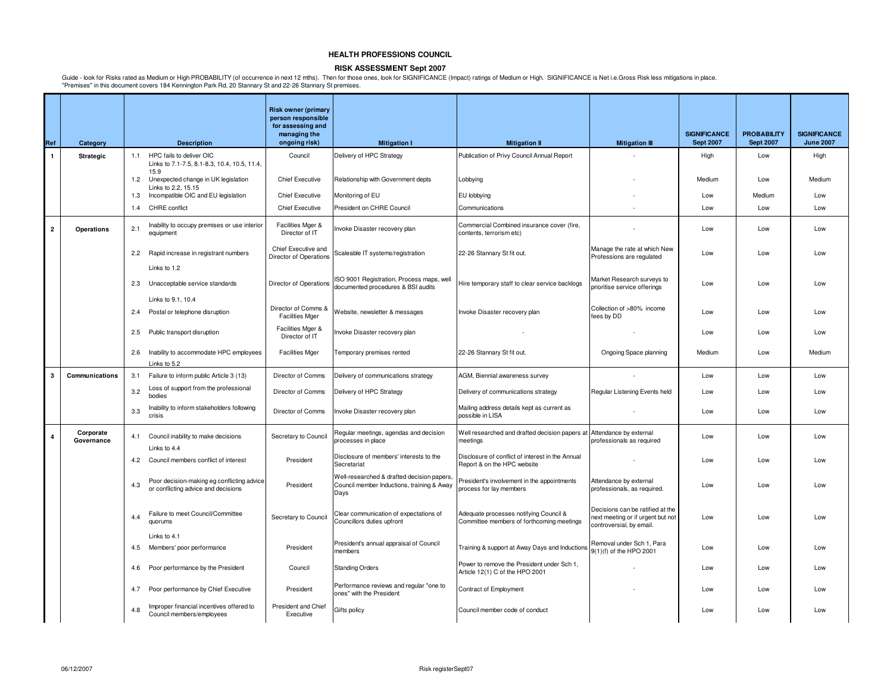# HEALTH PROFESSIONS COUNCIL

## RISK ASSESSMENT Sept 2007

Guide - look for Risks rated as Medium or High PROBABILITY (of occurrence in next 12 mths). Then for those ones, look for SIGNIFICANCE (Impact) ratings of Medium or High. SIGNIFICANCE is Net i.e.Gross Risk less mitigations in place.
"Premises" in this document covers 184 Kennington Park Rd, 20 Stannary St and 22-26 Stannary St premises.

| Ref | Category | | Description | Risk owner (primary person responsible for assessing and managing the ongoing risk) | Mitigation I | Mitigation II | Mitigation III | SIGNIFICANCE Sept 2007 | PROBABILITY Sept 2007 | SIGNIFICANCE June 2007 |
|---|---|---|---|---|---|---|---|---|---|---|
| 1 | Strategic | 1.1 | HPC fails to deliver OIC Links to 7.1-7.5, 8.1-8.3, 10.4, 10.5, 11.4, 15.9 | Council | Delivery of HPC Strategy | Publication of Privy Council Annual Report | - | High | Low | High |
| | | 1.2 | Unexpected change in UK legislation Links to 2.2, 15.15 | Chief Executive | Relationship with Government depts | Lobbying | - | Medium | Low | Medium |
| | | 1.3 | Incompatible OIC and EU legislation | Chief Executive | Monitoring of EU | EU lobbying | - | Low | Medium | Low |
| | | 1.4 | CHRE conflict | Chief Executive | President on CHRE Council | Communications | - | Low | Low | Low |
| 2 | Operations | 2.1 | Inability to occupy premises or use interior equipment | Facilities Mger & Director of IT | Invoke Disaster recovery plan | Commercial Combined insurance cover (fire, contents, terrorism etc) | - | Low | Low | Low |
| | | 2.2 | Rapid increase in registrant numbers Links to 1.2 | Chief Executive and Director of Operations | Scaleable IT systems/registration | 22-26 Stannary St fit out. | Manage the rate at which New Professions are regulated | Low | Low | Low |
| | | 2.3 | Unacceptable service standards Links to 9.1, 10.4 | Director of Operations | ISO 9001 Registration, Process maps, well documented procedures & BSI audits | Hire temporary staff to clear service backlogs | Market Research surveys to prioritise service offerings | Low | Low | Low |
| | | 2.4 | Postal or telephone disruption | Director of Comms & Facilities Mger | Website, newsletter & messages | Invoke Disaster recovery plan | Collection of >80% income fees by DD | Low | Low | Low |
| | | 2.5 | Public transport disruption | Facilities Mger & Director of IT | Invoke Disaster recovery plan | - | - | Low | Low | Low |
| | | 2.6 | Inability to accommodate HPC employees Links to 5.2 | Facilities Mger | Temporary premises rented | 22-26 Stannary St fit out. | Ongoing Space planning | Medium | Low | Medium |
| 3 | Communications | 3.1 | Failure to inform public Article 3 (13) | Director of Comms | Delivery of communications strategy | AGM, Biennial awareness survey | - | Low | Low | Low |
| | | 3.2 | Loss of support from the professional bodies | Director of Comms | Delivery of HPC Strategy | Delivery of communications strategy | Regular Listening Events held | Low | Low | Low |
| | | 3.3 | Inability to inform stakeholders following crisis | Director of Comms | Invoke Disaster recovery plan | Mailing address details kept as current as possible in LISA | - | Low | Low | Low |
| 4 | Corporate Governance | 4.1 | Council inability to make decisions Links to 4.4 | Secretary to Council | Regular meetings, agendas and decision processes in place | Well researched and drafted decision papers at meetings | Attendance by external professionals as required | Low | Low | Low |
| | | 4.2 | Council members conflict of interest | President | Disclosure of members' interests to the Secretariat | Disclosure of conflict of interest in the Annual Report & on the HPC website | - | Low | Low | Low |
| | | 4.3 | Poor decision-making eg conflicting advice or conflicting advice and decisions | President | Well-researched & drafted decision papers, Council member Inductions, training & Away Days | President's involvement in the appointments process for lay members | Attendance by external professionals, as required. | Low | Low | Low |
| | | 4.4 | Failure to meet Council/Committee quorums Links to 4.1 | Secretary to Council | Clear communication of expectations of Councillors duties upfront | Adequate processes notifying Council & Committee members of forthcoming meetings | Decisions can be ratified at the next meeting or if urgent but not controversial, by email. | Low | Low | Low |
| | | 4.5 | Members' poor performance | President | President's annual appraisal of Council members | Training & support at Away Days and Inductions | Removal under Sch 1, Para 9(1)(f) of the HPO 2001 | Low | Low | Low |
| | | 4.6 | Poor performance by the President | Council | Standing Orders | Power to remove the President under Sch 1, Article 12(1) C of the HPO 2001 | - | Low | Low | Low |
| | | 4.7 | Poor performance by Chief Executive | President | Performance reviews and regular "one to ones" with the President | Contract of Employment | - | Low | Low | Low |
| | | 4.8 | Improper financial incentives offered to Council members/employees | President and Chief Executive | Gifts policy | Council member code of conduct | | Low | Low | Low |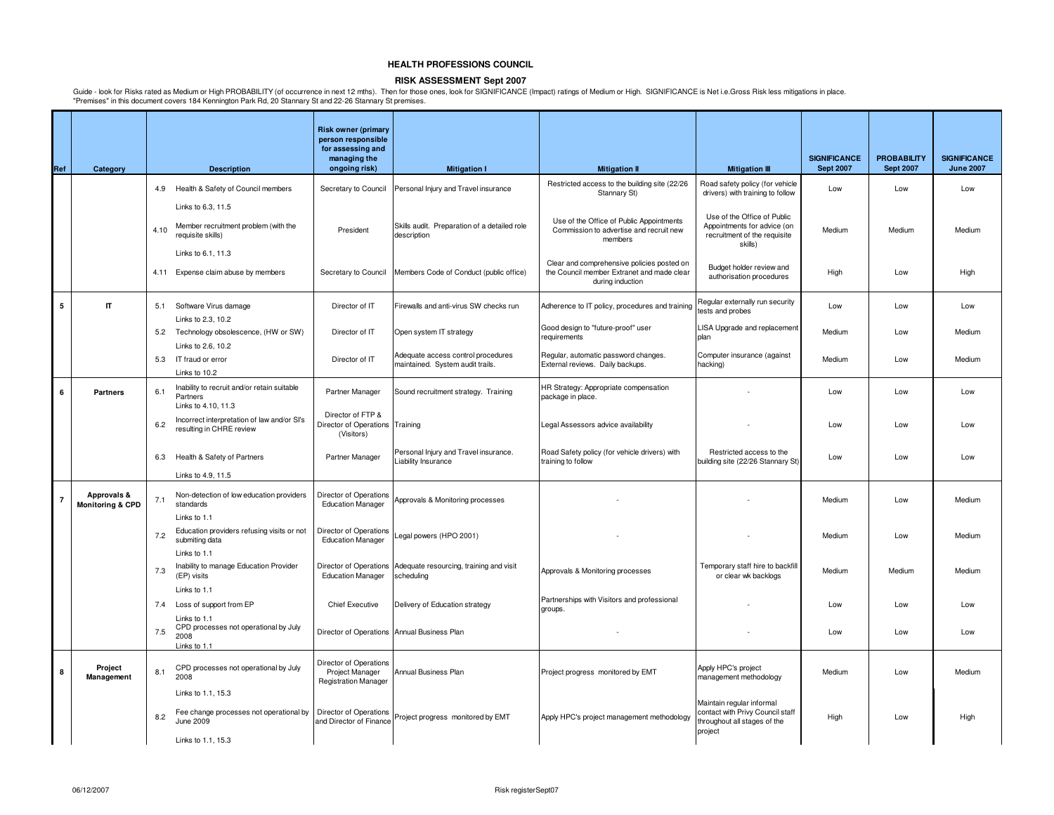# HEALTH PROFESSIONS COUNCIL

## RISK ASSESSMENT Sept 2007

Guide - look for Risks rated as Medium or High PROBABILITY (of occurrence in next 12 mths). Then for those ones, look for SIGNIFICANCE (Impact) ratings of Medium or High. SIGNIFICANCE is Net i.e.Gross Risk less mitigations in place.
"Premises" in this document covers 184 Kennington Park Rd, 20 Stannary St and 22-26 Stannary St premises.

| Ref | Category | | Description | Risk owner (primary person responsible for assessing and managing the ongoing risk) | Mitigation I | Mitigation II | Mitigation III | SIGNIFICANCE Sept 2007 | PROBABILITY Sept 2007 | SIGNIFICANCE June 2007 |
|---|---|---|---|---|---|---|---|---|---|---|
| | | 4.9 | Health & Safety of Council members<br>Links to 6.3, 11.5 | Secretary to Council | Personal Injury and Travel insurance | Restricted access to the building site (22/26 Stannary St) | Road safety policy (for vehicle drivers) with training to follow | Low | Low | Low |
| | | 4.10 | Member recruitment problem (with the requisite skills)<br>Links to 6.1, 11.3 | President | Skills audit. Preparation of a detailed role description | Use of the Office of Public Appointments Commission to advertise and recruit new members | Use of the Office of Public Appointments for advice (on recruitment of the requisite skills) | Medium | Medium | Medium |
| | | 4.11 | Expense claim abuse by members | Secretary to Council | Members Code of Conduct (public office) | Clear and comprehensive policies posted on the Council member Extranet and made clear during induction | Budget holder review and authorisation procedures | High | Low | High |
| 5 | IT | 5.1 | Software Virus damage<br>Links to 2.3, 10.2 | Director of IT | Firewalls and anti-virus SW checks run | Adherence to IT policy, procedures and training | Regular externally run security tests and probes | Low | Low | Low |
| | | 5.2 | Technology obsolescence, (HW or SW)<br>Links to 2.6, 10.2 | Director of IT | Open system IT strategy | Good design to "future-proof" user requirements | LISA Upgrade and replacement plan | Medium | Low | Medium |
| | | 5.3 | IT fraud or error<br>Links to 10.2 | Director of IT | Adequate access control procedures maintained. System audit trails. | Regular, automatic password changes. External reviews. Daily backups. | Computer insurance (against hacking) | Medium | Low | Medium |
| 6 | Partners | 6.1 | Inability to recruit and/or retain suitable Partners<br>Links to 4.10, 11.3 | Partner Manager | Sound recruitment strategy. Training | HR Strategy: Appropriate compensation package in place. | - | Low | Low | Low |
| | | 6.2 | Incorrect interpretation of law and/or SI's resulting in CHRE review | Director of FTP & Director of Operations (Visitors) | Training | Legal Assessors advice availability | - | Low | Low | Low |
| | | 6.3 | Health & Safety of Partners<br>Links to 4.9, 11.5 | Partner Manager | Personal Injury and Travel insurance. Liability Insurance | Road Safety policy (for vehicle drivers) with training to follow | Restricted access to the building site (22/26 Stannary St) | Low | Low | Low |
| 7 | Approvals & Monitoring & CPD | 7.1 | Non-detection of low education providers standards<br>Links to 1.1 | Director of Operations Education Manager | Approvals & Monitoring processes | - | - | Medium | Low | Medium |
| | | 7.2 | Education providers refusing visits or not submiting data<br>Links to 1.1 | Director of Operations Education Manager | Legal powers (HPO 2001) | - | - | Medium | Low | Medium |
| | | 7.3 | Inability to manage Education Provider (EP) visits<br>Links to 1.1 | Director of Operations Education Manager | Adequate resourcing, training and visit scheduling | Approvals & Monitoring processes | Temporary staff hire to backfill or clear wk backlogs | Medium | Medium | Medium |
| | | 7.4 | Loss of support from EP<br>Links to 1.1 | Chief Executive | Delivery of Education strategy | Partnerships with Visitors and professional groups. | - | Low | Low | Low |
| | | 7.5 | CPD processes not operational by July 2008<br>Links to 1.1 | Director of Operations | Annual Business Plan | - | - | Low | Low | Low |
| 8 | Project Management | 8.1 | CPD processes not operational by July 2008<br>Links to 1.1, 15.3 | Director of Operations Project Manager Registration Manager | Annual Business Plan | Project progress monitored by EMT | Apply HPC's project management methodology | Medium | Low | Medium |
| | | 8.2 | Fee change processes not operational by June 2009<br>Links to 1.1, 15.3 | Director of Operations and Director of Finance | Project progress monitored by EMT | Apply HPC's project management methodology | Maintain regular informal contact with Privy Council staff throughout all stages of the project | High | Low | High |

06/12/2007 Risk registerSept07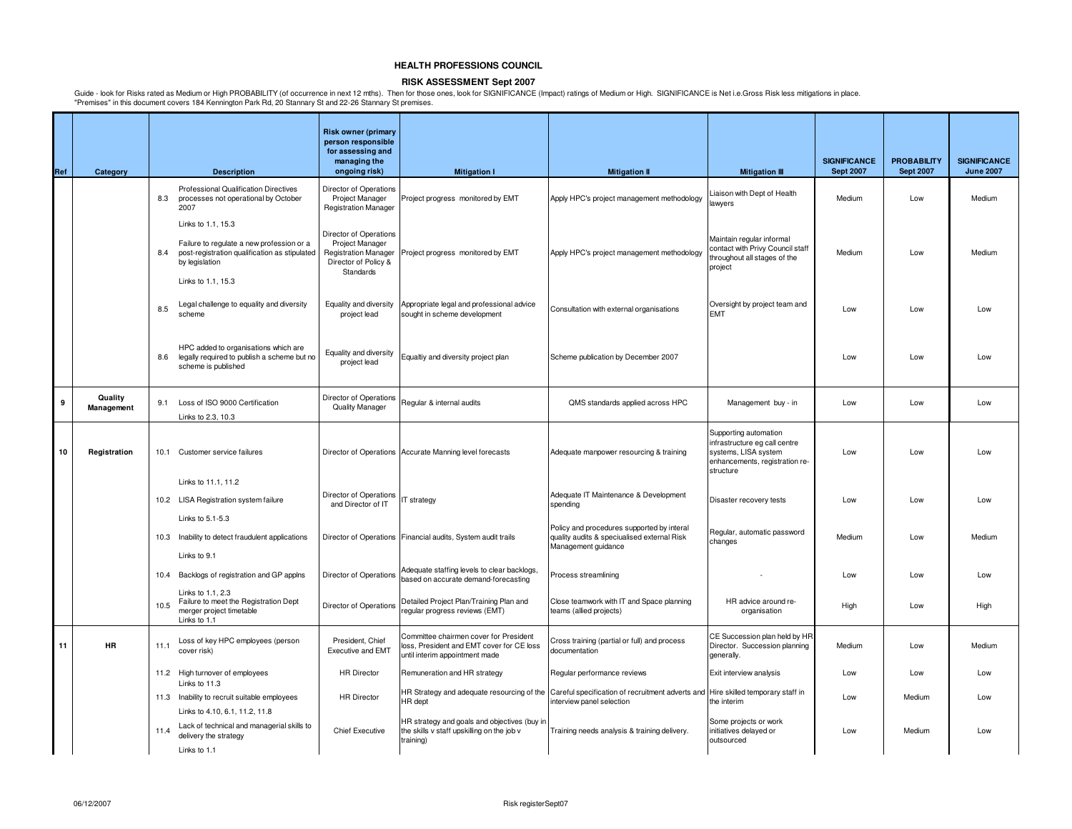# HEALTH PROFESSIONS COUNCIL

## RISK ASSESSMENT Sept 2007

Guide - look for Risks rated as Medium or High PROBABILITY (of occurrence in next 12 mths). Then for those ones, look for SIGNIFICANCE (Impact) ratings of Medium or High. SIGNIFICANCE is Net i.e.Gross Risk less mitigations in place.
"Premises" in this document covers 184 Kennington Park Rd, 20 Stannary St and 22-26 Stannary St premises.

| Ref | Category | | Description | Risk owner (primary person responsible for assessing and managing the ongoing risk) | Mitigation I | Mitigation II | Mitigation III | SIGNIFICANCE Sept 2007 | PROBABILITY Sept 2007 | SIGNIFICANCE June 2007 |
|---|---|---|---|---|---|---|---|---|---|---|
| | | 8.3 | Professional Qualification Directives processes not operational by October 2007<br>Links to 1.1, 15.3 | Director of Operations<br>Project Manager<br>Registration Manager | Project progress monitored by EMT | Apply HPC's project management methodology | Liaison with Dept of Health lawyers | Medium | Low | Medium |
| | | 8.4 | Failure to regulate a new profession or a post-registration qualification as stipulated by legislation<br>Links to 1.1, 15.3 | Director of Operations<br>Project Manager<br>Registration Manager<br>Director of Policy & Standards | Project progress monitored by EMT | Apply HPC's project management methodology | Maintain regular informal contact with Privy Council staff throughout all stages of the project | Medium | Low | Medium |
| | | 8.5 | Legal challenge to equality and diversity scheme | Equality and diversity project lead | Appropriate legal and professional advice sought in scheme development | Consultation with external organisations | Oversight by project team and EMT | Low | Low | Low |
| | | 8.6 | HPC added to organisations which are legally required to publish a scheme but no scheme is published | Equality and diversity project lead | Equaltiy and diversity project plan | Scheme publication by December 2007 | | Low | Low | Low |
| 9 | Quality Management | 9.1 | Loss of ISO 9000 Certification<br>Links to 2.3, 10.3 | Director of Operations<br>Quality Manager | Regular & internal audits | QMS standards applied across HPC | Management buy - in | Low | Low | Low |
| 10 | Registration | 10.1 | Customer service failures<br>Links to 11.1, 11.2 | Director of Operations | Accurate Manning level forecasts | Adequate manpower resourcing & training | Supporting automation infrastructure eg call centre systems, LISA system enhancements, registration re-structure | Low | Low | Low |
| | | 10.2 | LISA Registration system failure<br>Links to 5.1-5.3 | Director of Operations and Director of IT | IT strategy | Adequate IT Maintenance & Development spending | Disaster recovery tests | Low | Low | Low |
| | | 10.3 | Inability to detect fraudulent applications<br>Links to 9.1 | Director of Operations | Financial audits, System audit trails | Policy and procedures supported by interal quality audits & speciualised external Risk Management guidance | Regular, automatic password changes | Medium | Low | Medium |
| | | 10.4 | Backlogs of registration and GP applns<br>Links to 1.1, 2.3 | Director of Operations | Adequate staffing levels to clear backlogs, based on accurate demand-forecasting | Process streamlining | - | Low | Low | Low |
| | | 10.5 | Failure to meet the Registration Dept merger project timetable<br>Links to 1.1 | Director of Operations | Detailed Project Plan/Training Plan and regular progress reviews (EMT) | Close teamwork with IT and Space planning teams (allied projects) | HR advice around re-organisation | High | Low | High |
| 11 | HR | 11.1 | Loss of key HPC employees (person cover risk) | President, Chief Executive and EMT | Committee chairmen cover for President loss, President and EMT cover for CE loss until interim appointment made | Cross training (partial or full) and process documentation | CE Succession plan held by HR Director. Succession planning generally. | Medium | Low | Medium |
| | | 11.2 | High turnover of employees<br>Links to 11.3 | HR Director | Remuneration and HR strategy | Regular performance reviews | Exit interview analysis | Low | Low | Low |
| | | 11.3 | Inability to recruit suitable employees<br>Links to 4.10, 6.1, 11.2, 11.8 | HR Director | HR Strategy and adequate resourcing of the HR dept | Careful specification of recruitment adverts and interview panel selection | Hire skilled temporary staff in the interim | Low | Medium | Low |
| | | 11.4 | Lack of technical and managerial skills to delivery the strategy<br>Links to 1.1 | Chief Executive | HR strategy and goals and objectives (buy in the skills v staff upskilling on the job v training) | Training needs analysis & training delivery. | Some projects or work initiatives delayed or outsourced | Low | Medium | Low |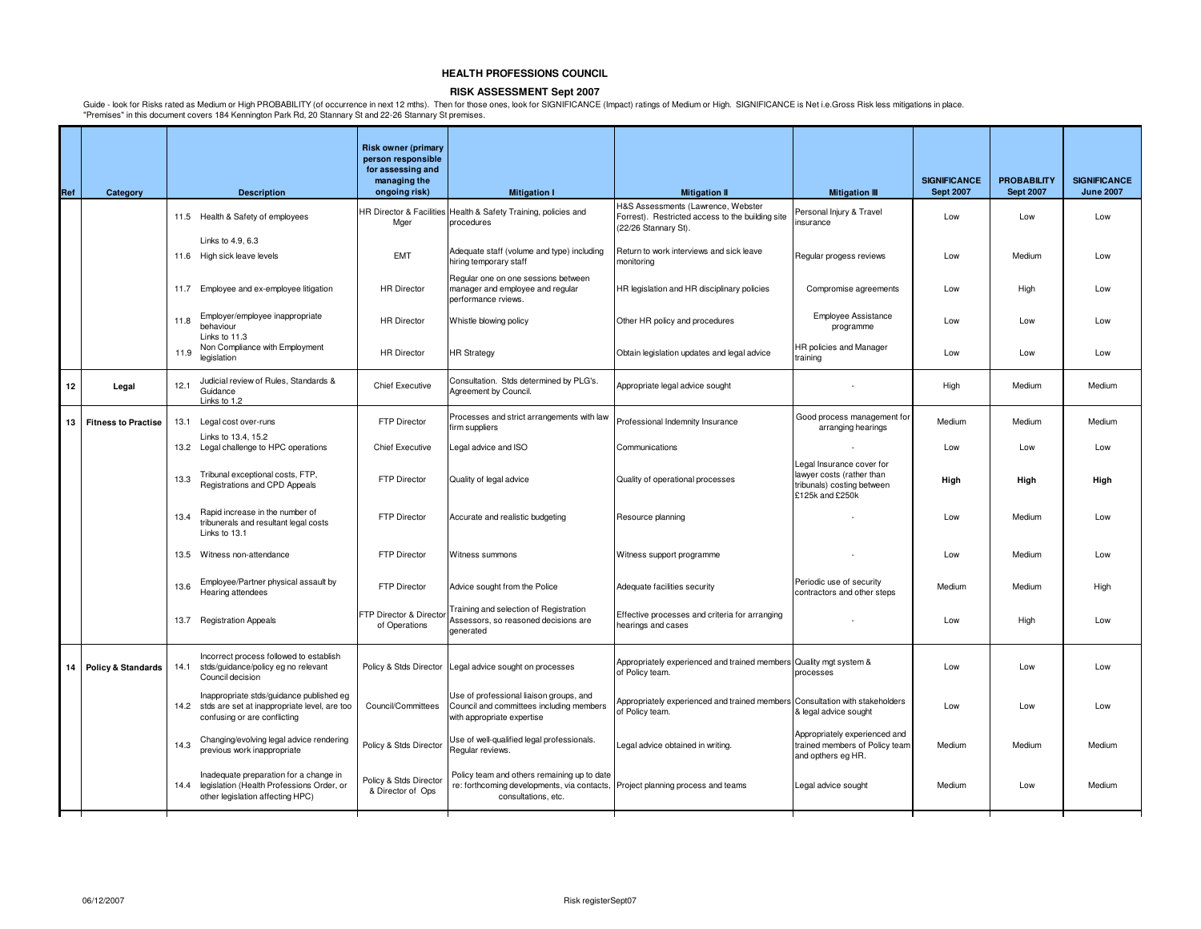# HEALTH PROFESSIONS COUNCIL

## RISK ASSESSMENT Sept 2007

Guide - look for Risks rated as Medium or High PROBABILITY (of occurrence in next 12 mths). Then for those ones, look for SIGNIFICANCE (Impact) ratings of Medium or High. SIGNIFICANCE is Net i.e.Gross Risk less mitigations in place.
"Premises" in this document covers 184 Kennington Park Rd, 20 Stannary St and 22-26 Stannary St premises.

| Ref | Category | | Description | Risk owner (primary person responsible for assessing and managing the ongoing risk) | Mitigation I | Mitigation II | Mitigation III | SIGNIFICANCE Sept 2007 | PROBABILITY Sept 2007 | SIGNIFICANCE June 2007 |
|---|---|---|---|---|---|---|---|---|---|---|
| | | 11.5 | Health & Safety of employees | HR Director & Facilities Mger | Health & Safety Training, policies and procedures | H&S Assessments (Lawrence, Webster Forrest). Restricted access to the building site (22/26 Stannary St). | Personal Injury & Travel insurance | Low | Low | Low |
| | | 11.6 | Links to 4.9, 6.3<br>High sick leave levels | EMT | Adequate staff (volume and type) including hiring temporary staff | Return to work interviews and sick leave monitoring | Regular progess reviews | Low | Medium | Low |
| | | 11.7 | Employee and ex-employee litigation | HR Director | Regular one on one sessions between manager and employee and regular performance rviews. | HR legislation and HR disciplinary policies | Compromise agreements | Low | High | Low |
| | | 11.8 | Employer/employee inappropriate behaviour<br>Links to 11.3 | HR Director | Whistle blowing policy | Other HR policy and procedures | Employee Assistance programme | Low | Low | Low |
| | | 11.9 | Non Compliance with Employment legislation | HR Director | HR Strategy | Obtain legislation updates and legal advice | HR policies and Manager training | Low | Low | Low |
| 12 | Legal | 12.1 | Judicial review of Rules, Standards & Guidance<br>Links to 1.2 | Chief Executive | Consultation. Stds determined by PLG's. Agreement by Council. | Appropriate legal advice sought | - | High | Medium | Medium |
| 13 | Fitness to Practise | 13.1 | Legal cost over-runs<br>Links to 13.4, 15.2 | FTP Director | Processes and strict arrangements with law firm suppliers | Professional Indemnity Insurance | Good process management for arranging hearings | Medium | Medium | Medium |
| | | 13.2 | Legal challenge to HPC operations | Chief Executive | Legal advice and ISO | Communications | - | Low | Low | Low |
| | | 13.3 | Tribunal exceptional costs, FTP, Registrations and CPD Appeals | FTP Director | Quality of legal advice | Quality of operational processes | Legal Insurance cover for lawyer costs (rather than tribunals) costing between £125k and £250k | **High** | **High** | **High** |
| | | 13.4 | Rapid increase in the number of tribunerals and resultant legal costs<br>Links to 13.1 | FTP Director | Accurate and realistic budgeting | Resource planning | - | Low | Medium | Low |
| | | 13.5 | Witness non-attendance | FTP Director | Witness summons | Witness support programme | - | Low | Medium | Low |
| | | 13.6 | Employee/Partner physical assault by Hearing attendees | FTP Director | Advice sought from the Police | Adequate facilities security | Periodic use of security contractors and other steps | Medium | Medium | High |
| | | 13.7 | Registration Appeals | FTP Director & Director of Operations | Training and selection of Registration Assessors, so reasoned decisions are generated | Effective processes and criteria for arranging hearings and cases | - | Low | High | Low |
| 14 | Policy & Standards | 14.1 | Incorrect process followed to establish stds/guidance/policy eg no relevant Council decision | Policy & Stds Director | Legal advice sought on processes | Appropriately experienced and trained members of Policy team. | Quality mgt system & processes | Low | Low | Low |
| | | 14.2 | Inappropriate stds/guidance published eg stds are set at inappropriate level, are too confusing or are conflicting | Council/Committees | Use of professional liaison groups, and Council and committees including members with appropriate expertise | Appropriately experienced and trained members of Policy team. | Consultation with stakeholders & legal advice sought | Low | Low | Low |
| | | 14.3 | Changing/evolving legal advice rendering previous work inappropriate | Policy & Stds Director | Use of well-qualified legal professionals. Regular reviews. | Legal advice obtained in writing. | Appropriately experienced and trained members of Policy team and opthers eg HR. | Medium | Medium | Medium |
| | | 14.4 | Inadequate preparation for a change in legislation (Health Professions Order, or other legislation affecting HPC) | Policy & Stds Director & Director of Ops | Policy team and others remaining up to date re: forthcoming developments, via contacts, consultations, etc. | Project planning process and teams | Legal advice sought | Medium | Low | Medium |

06/12/2007 Risk registerSept07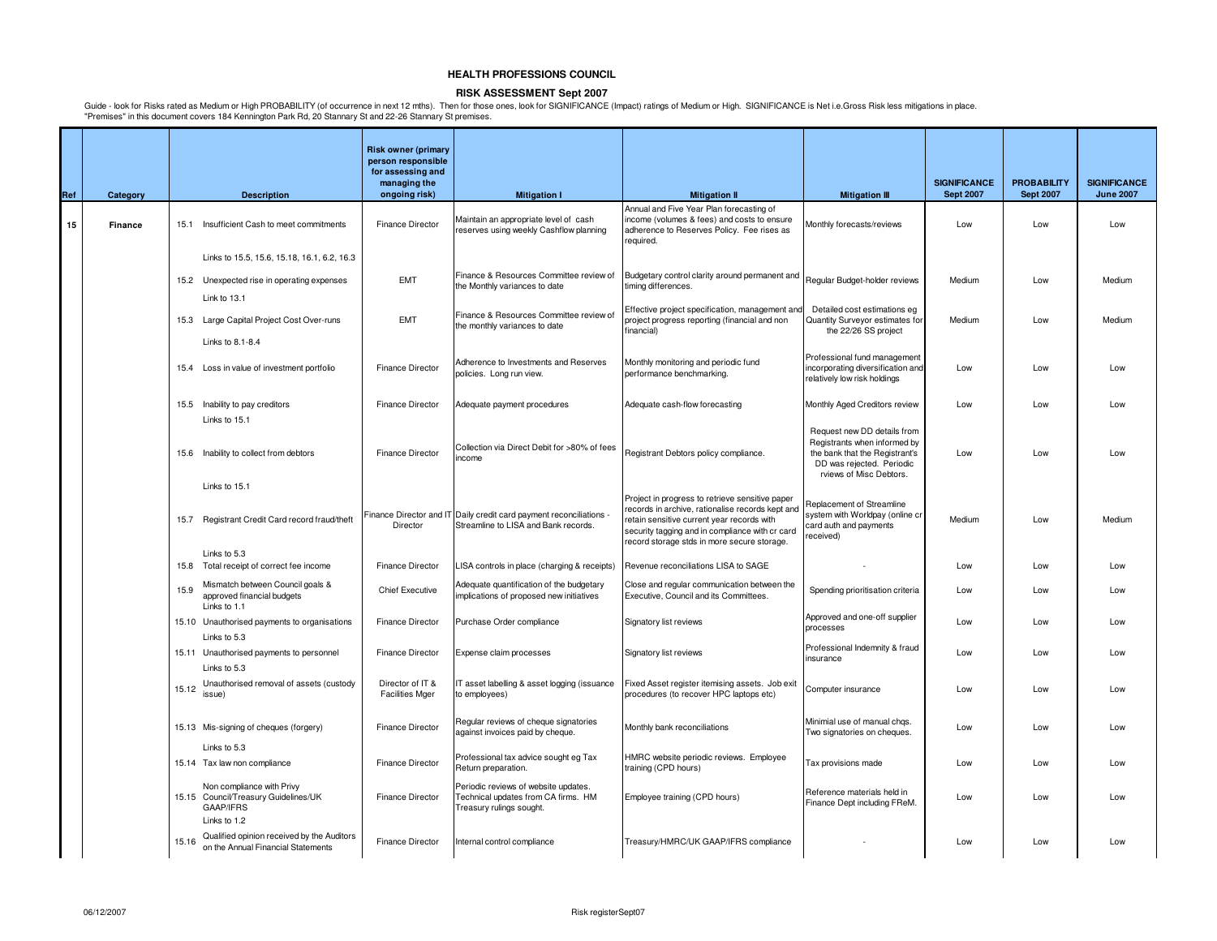# HEALTH PROFESSIONS COUNCIL

## RISK ASSESSMENT Sept 2007

Guide - look for Risks rated as Medium or High PROBABILITY (of occurrence in next 12 mths). Then for those ones, look for SIGNIFICANCE (Impact) ratings of Medium or High. SIGNIFICANCE is Net i.e.Gross Risk less mitigations in place.
"Premises" in this document covers 184 Kennington Park Rd, 20 Stannary St and 22-26 Stannary St premises.

| Ref | Category | | Description | Risk owner (primary person responsible for assessing and managing the ongoing risk) | Mitigation I | Mitigation II | Mitigation III | SIGNIFICANCE Sept 2007 | PROBABILITY Sept 2007 | SIGNIFICANCE June 2007 |
|---|---|---|---|---|---|---|---|---|---|---|
| 15 | Finance | 15.1 | Insufficient Cash to meet commitments<br>Links to 15.5, 15.6, 15.18, 16.1, 6.2, 16.3 | Finance Director | Maintain an appropriate level of cash reserves using weekly Cashflow planning | Annual and Five Year Plan forecasting of income (volumes & fees) and costs to ensure adherence to Reserves Policy. Fee rises as required. | Monthly forecasts/reviews | Low | Low | Low |
| | | 15.2 | Unexpected rise in operating expenses<br>Link to 13.1 | EMT | Finance & Resources Committee review of the Monthly variances to date | Budgetary control clarity around permanent and timing differences. | Regular Budget-holder reviews | Medium | Low | Medium |
| | | 15.3 | Large Capital Project Cost Over-runs<br>Links to 8.1-8.4 | EMT | Finance & Resources Committee review of the monthly variances to date | Effective project specification, management and project progress reporting (financial and non financial) | Detailed cost estimations eg Quantity Surveyor estimates for the 22/26 SS project | Medium | Low | Medium |
| | | 15.4 | Loss in value of investment portfolio | Finance Director | Adherence to Investments and Reserves policies. Long run view. | Monthly monitoring and periodic fund performance benchmarking. | Professional fund management incorporating diversification and relatively low risk holdings | Low | Low | Low |
| | | 15.5 | Inability to pay creditors<br>Links to 15.1 | Finance Director | Adequate payment procedures | Adequate cash-flow forecasting | Monthly Aged Creditors review | Low | Low | Low |
| | | 15.6 | Inability to collect from debtors<br>Links to 15.1 | Finance Director | Collection via Direct Debit for >80% of fees income | Registrant Debtors policy compliance. | Request new DD details from Registrants when informed by the bank that the Registrant's DD was rejected. Periodic rviews of Misc Debtors. | Low | Low | Low |
| | | 15.7 | Registrant Credit Card record fraud/theft<br>Links to 5.3 | Finance Director and IT Director | Daily credit card payment reconciliations - Streamline to LISA and Bank records. | Project in progress to retrieve sensitive paper records in archive, rationalise records kept and retain sensitive current year records with security tagging and in compliance with cr card record storage stds in more secure storage. | Replacement of Streamline system with Worldpay (online cr card auth and payments received) | Medium | Low | Medium |
| | | 15.8 | Total receipt of correct fee income | Finance Director | LISA controls in place (charging & receipts) | Revenue reconciliations LISA to SAGE | - | Low | Low | Low |
| | | 15.9 | Mismatch between Council goals & approved financial budgets<br>Links to 1.1 | Chief Executive | Adequate quantification of the budgetary implications of proposed new initiatives | Close and regular communication between the Executive, Council and its Committees. | Spending prioritisation criteria | Low | Low | Low |
| | | 15.10 | Unauthorised payments to organisations<br>Links to 5.3 | Finance Director | Purchase Order compliance | Signatory list reviews | Approved and one-off supplier processes | Low | Low | Low |
| | | 15.11 | Unauthorised payments to personnel<br>Links to 5.3 | Finance Director | Expense claim processes | Signatory list reviews | Professional Indemnity & fraud insurance | Low | Low | Low |
| | | 15.12 | Unauthorised removal of assets (custody issue) | Director of IT & Facilities Mger | IT asset labelling & asset logging (issuance to employees) | Fixed Asset register itemising assets. Job exit procedures (to recover HPC laptops etc) | Computer insurance | Low | Low | Low |
| | | 15.13 | Mis-signing of cheques (forgery)<br>Links to 5.3 | Finance Director | Regular reviews of cheque signatories against invoices paid by cheque. | Monthly bank reconciliations | Minimial use of manual chqs. Two signatories on cheques. | Low | Low | Low |
| | | 15.14 | Tax law non compliance | Finance Director | Professional tax advice sought eg Tax Return preparation. | HMRC website periodic reviews. Employee training (CPD hours) | Tax provisions made | Low | Low | Low |
| | | 15.15 | Non compliance with Privy Council/Treasury Guidelines/UK GAAP/IFRS<br>Links to 1.2 | Finance Director | Periodic reviews of website updates. Technical updates from CA firms. HM Treasury rulings sought. | Employee training (CPD hours) | Reference materials held in Finance Dept including FReM. | Low | Low | Low |
| | | 15.16 | Qualified opinion received by the Auditors on the Annual Financial Statements | Finance Director | Internal control compliance | Treasury/HMRC/UK GAAP/IFRS compliance | - | Low | Low | Low |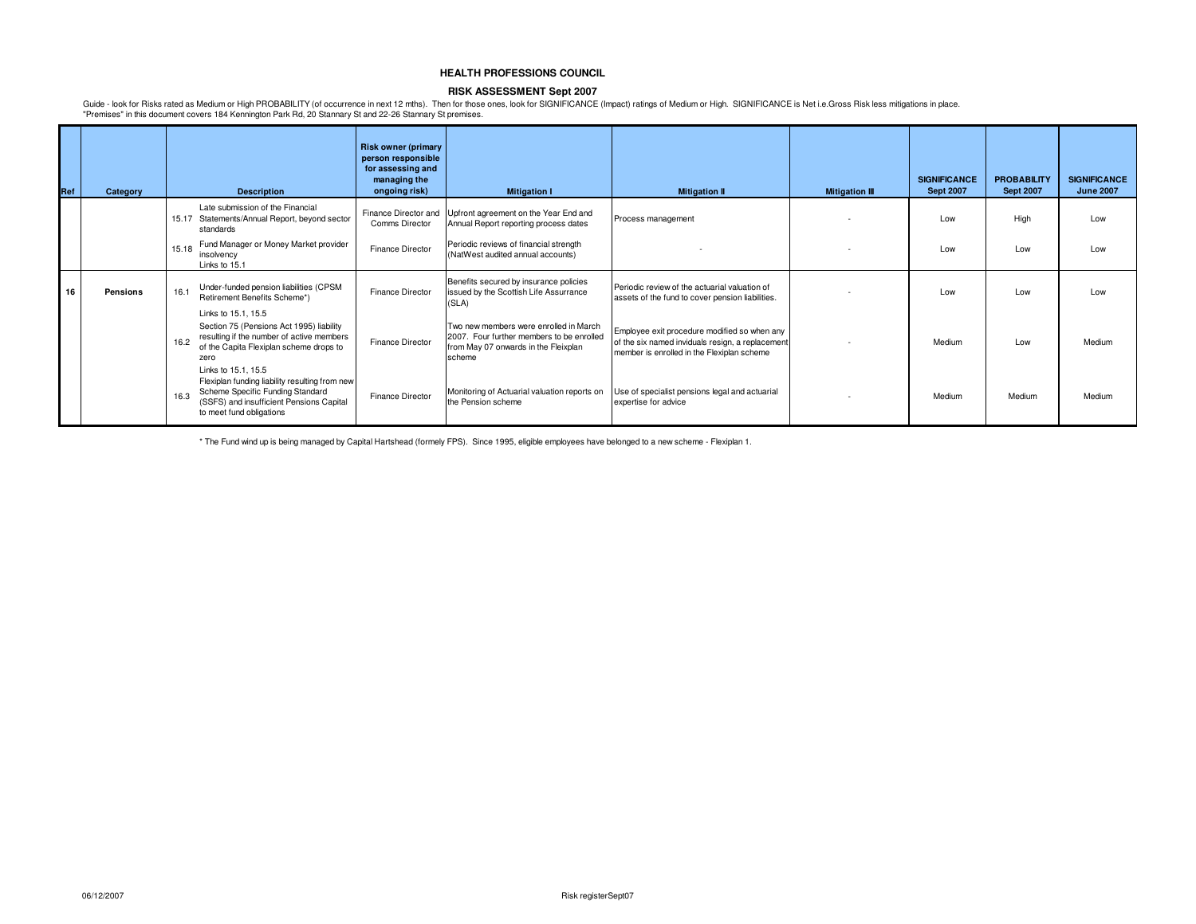**HEALTH PROFESSIONS COUNCIL**

**RISK ASSESSMENT Sept 2007**

Guide - look for Risks rated as Medium or High PROBABILITY (of occurrence in next 12 mths). Then for those ones, look for SIGNIFICANCE (Impact) ratings of Medium or High. SIGNIFICANCE is Net i.e.Gross Risk less mitigations in place.
"Premises" in this document covers 184 Kennington Park Rd, 20 Stannary St and 22-26 Stannary St premises.

| Ref | Category | | Description | Risk owner (primary person responsible for assessing and managing the ongoing risk) | Mitigation I | Mitigation II | Mitigation III | SIGNIFICANCE Sept 2007 | PROBABILITY Sept 2007 | SIGNIFICANCE June 2007 |
|---|---|---|---|---|---|---|---|---|---|---|
| | | 15.17 | Late submission of the Financial Statements/Annual Report, beyond sector standards | Finance Director and Comms Director | Upfront agreement on the Year End and Annual Report reporting process dates | Process management | - | Low | High | Low |
| | | 15.18 | Fund Manager or Money Market provider insolvency<br>Links to 15.1 | Finance Director | Periodic reviews of financial strength (NatWest audited annual accounts) | - | - | Low | Low | Low |
| 16 | Pensions | 16.1 | Under-funded pension liabilities (CPSM Retirement Benefits Scheme*)<br>Links to 15.1, 15.5 | Finance Director | Benefits secured by insurance policies issued by the Scottish Life Assurrance (SLA) | Periodic review of the actuarial valuation of assets of the fund to cover pension liabilities. | - | Low | Low | Low |
| | | 16.2 | Section 75 (Pensions Act 1995) liability resulting if the number of active members of the Capita Flexiplan scheme drops to zero<br>Links to 15.1, 15.5 | Finance Director | Two new members were enrolled in March 2007. Four further members to be enrolled from May 07 onwards in the Fleixplan scheme | Employee exit procedure modified so when any of the six named inviduals resign, a replacement member is enrolled in the Flexiplan scheme | - | Medium | Low | Medium |
| | | 16.3 | Flexiplan funding liability resulting from new Scheme Specific Funding Standard (SSFS) and insufficient Pensions Capital to meet fund obligations | Finance Director | Monitoring of Actuarial valuation reports on the Pension scheme | Use of specialist pensions legal and actuarial expertise for advice | - | Medium | Medium | Medium |

\* The Fund wind up is being managed by Capital Hartshead (formely FPS). Since 1995, eligible employees have belonged to a new scheme - Flexiplan 1.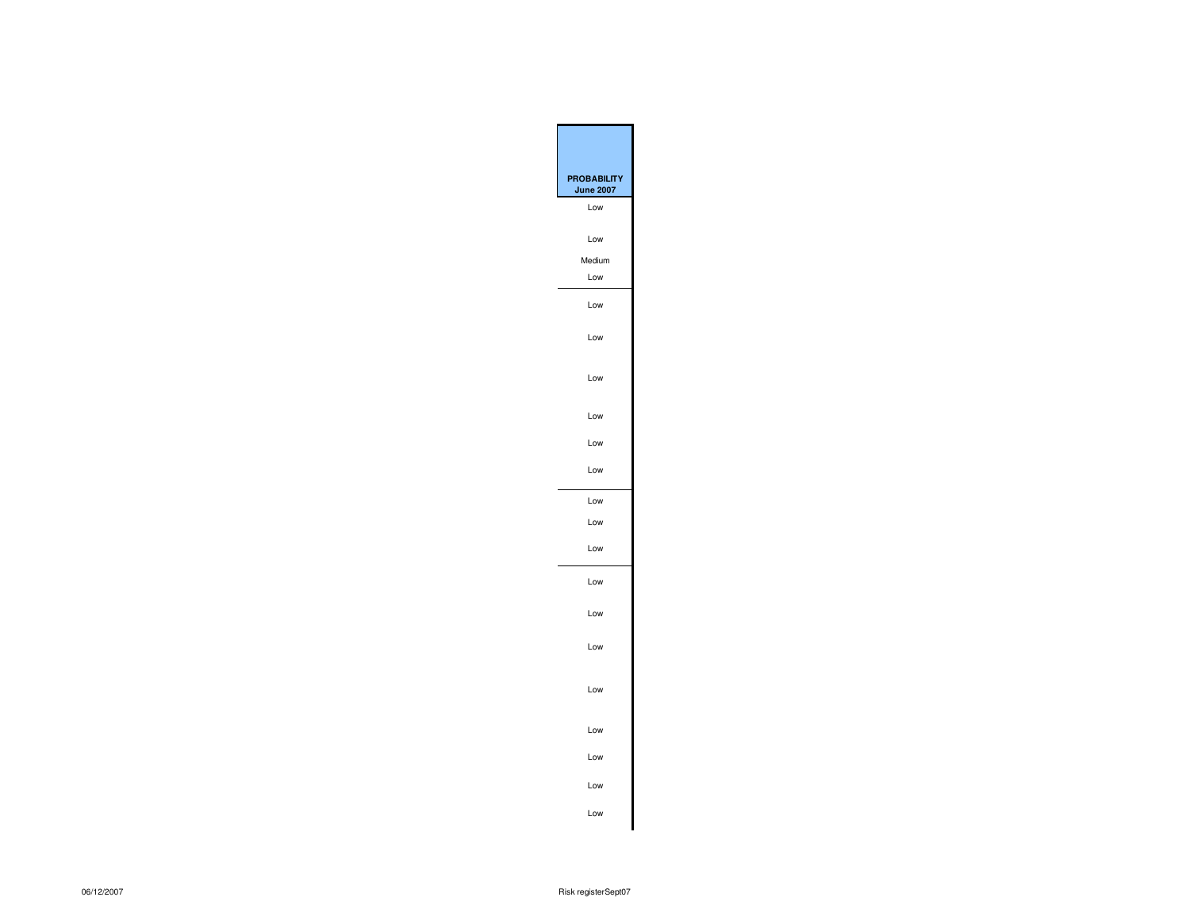| PROBABILITY June 2007 |
|---|
| Low |
| Low |
| Medium |
| Low |
| Low |
| Low |
| Low |
| Low |
| Low |
| Low |
| Low |
| Low |
| Low |
| Low |
| Low |
| Low |
| Low |
| Low |
| Low |
| Low |
| Low |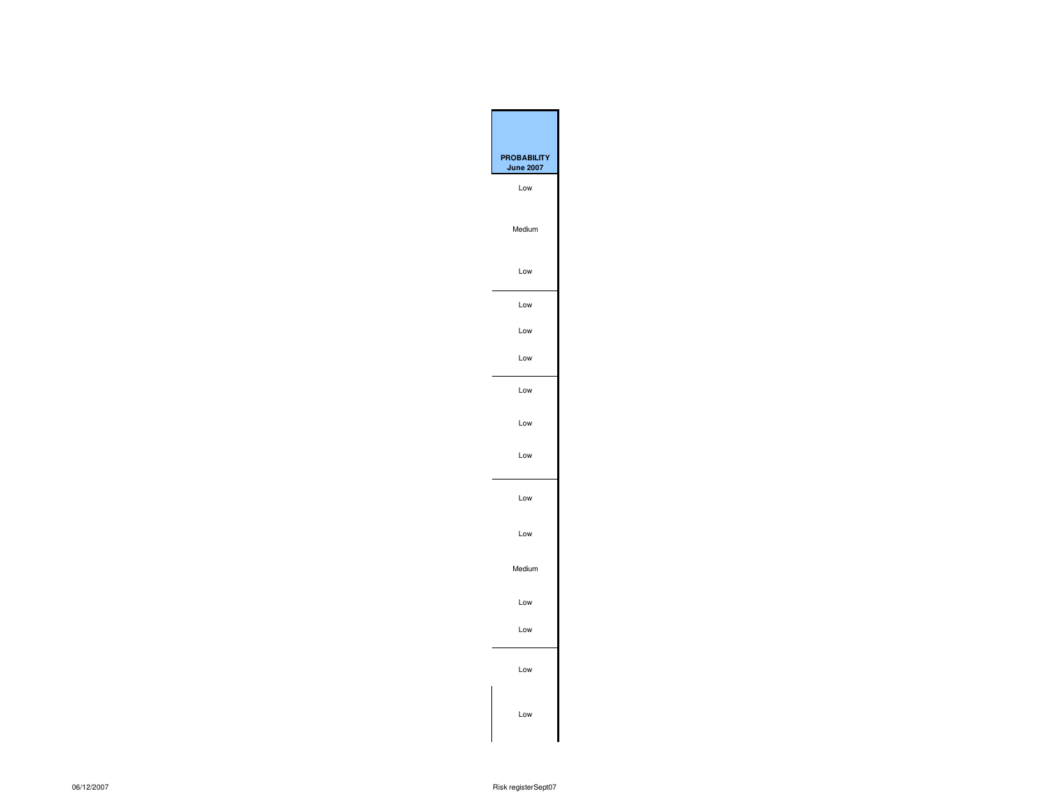| PROBABILITY June 2007 |
|---|
| Low |
| Medium |
| Low |
| Low |
| Low |
| Low |
| Low |
| Low |
| Low |
| Low |
| Low |
| Medium |
| Low |
| Low |
| Low |
| Low |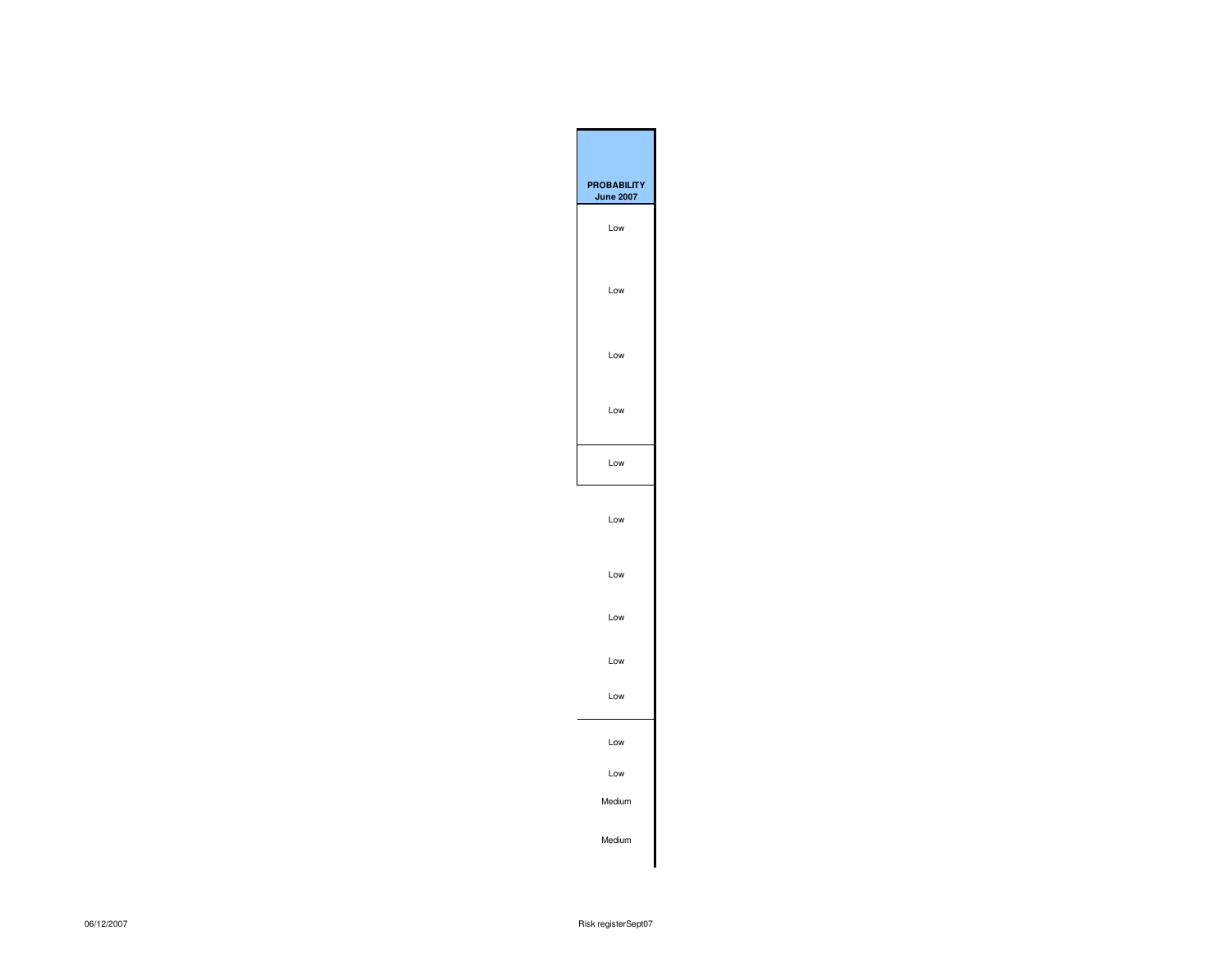| PROBABILITY June 2007 |
| --- |
| Low |
| Low |
| Low |
| Low |
| Low |
| Low |
| Low |
| Low |
| Low |
| Low |
| Low |
| Low |
| Medium |
| Medium |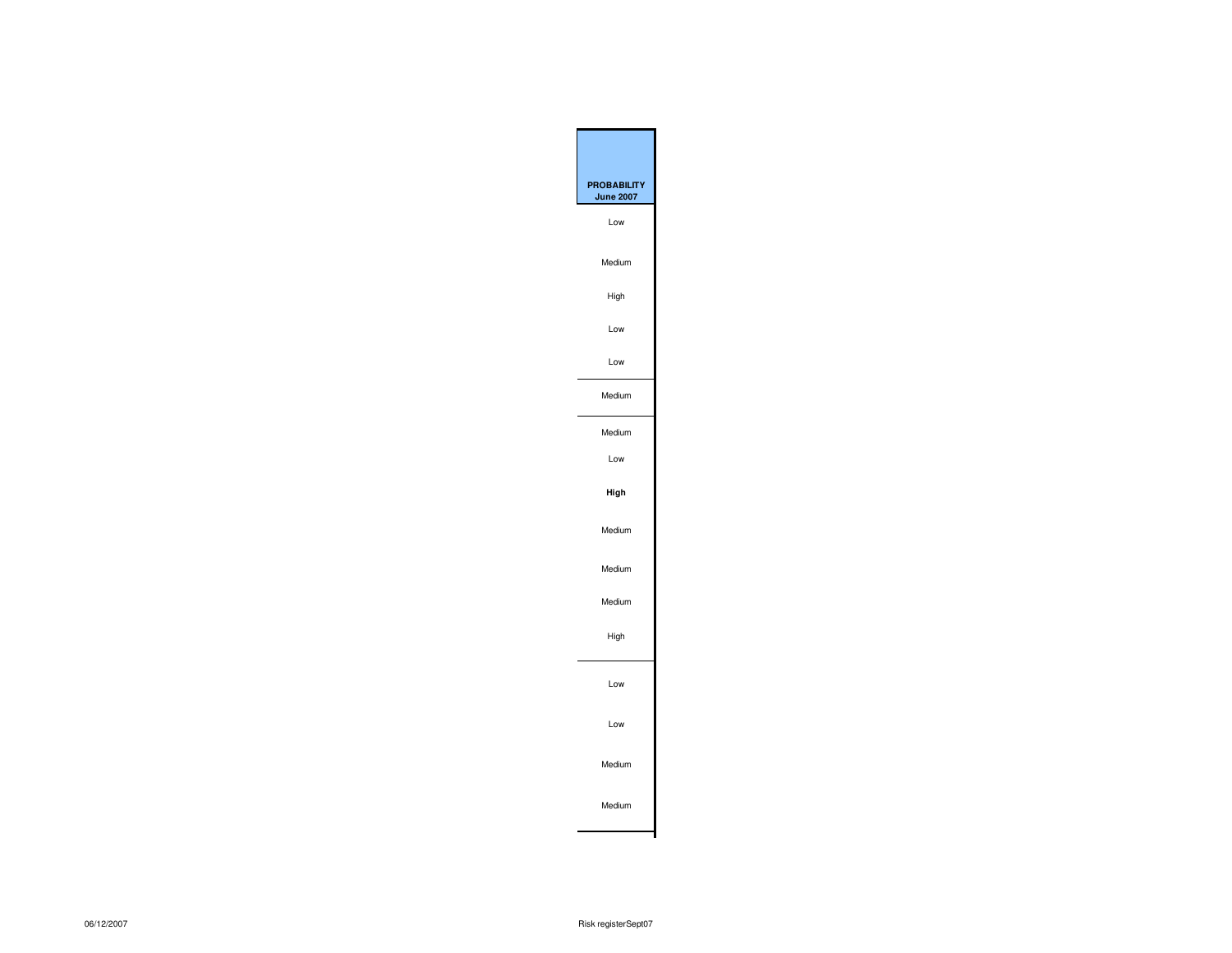| PROBABILITY June 2007 |
|---|
| Low |
| Medium |
| High |
| Low |
| Low |
| Medium |
| Medium |
| Low |
| **High** |
| Medium |
| Medium |
| Medium |
| High |
| Low |
| Low |
| Medium |
| Medium |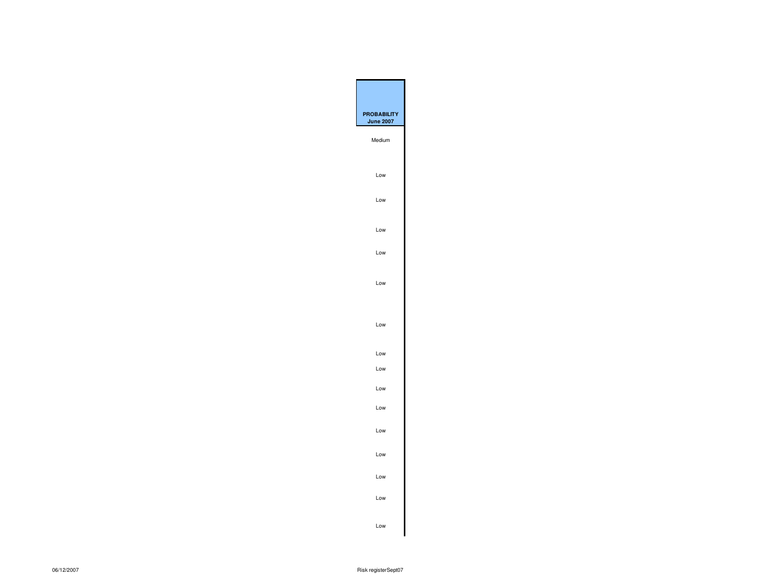| PROBABILITY June 2007 |
| --- |
| Medium |
| Low |
| Low |
| Low |
| Low |
| Low |
| Low |
| Low |
| Low |
| Low |
| Low |
| Low |
| Low |
| Low |
| Low |
| Low |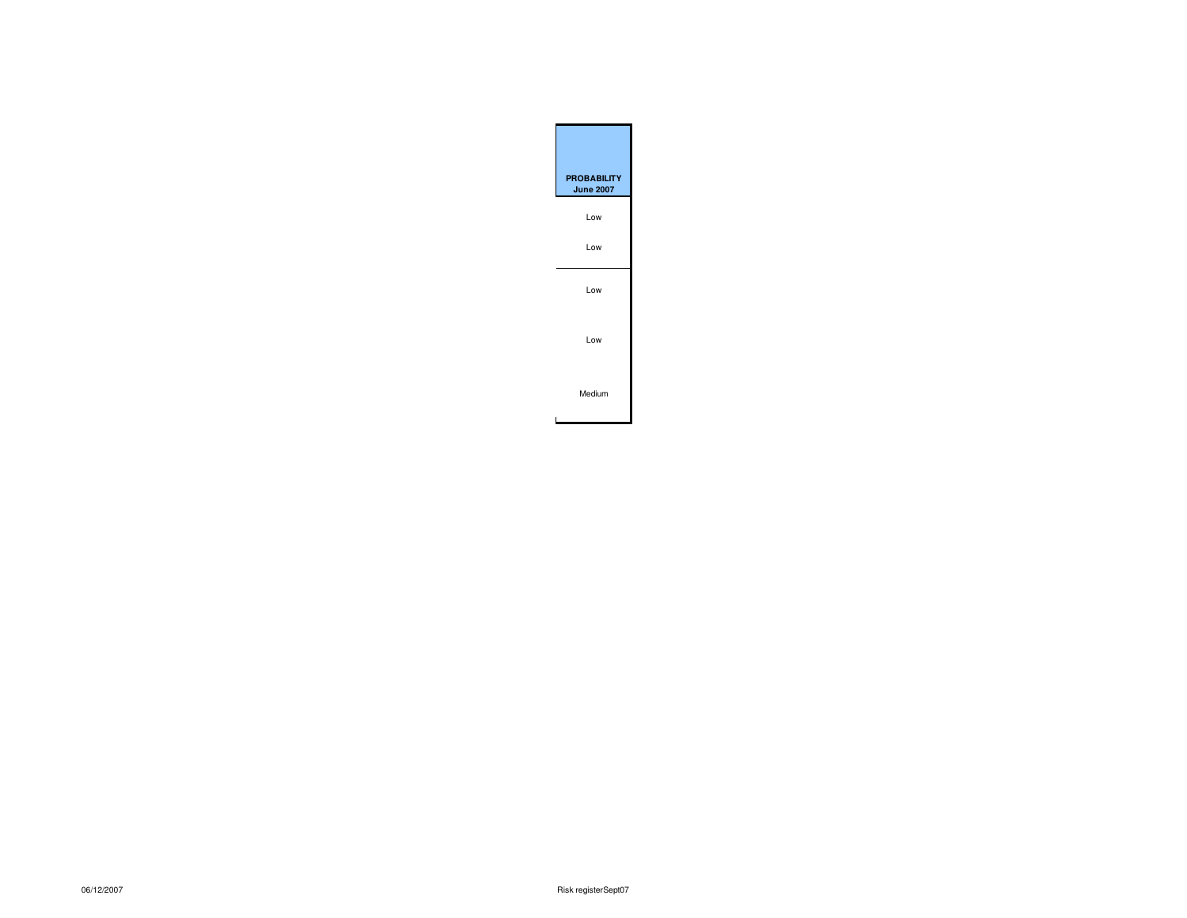| PROBABILITY June 2007 |
| --- |
| Low |
| Low |
| Low |
| Low |
| Medium |